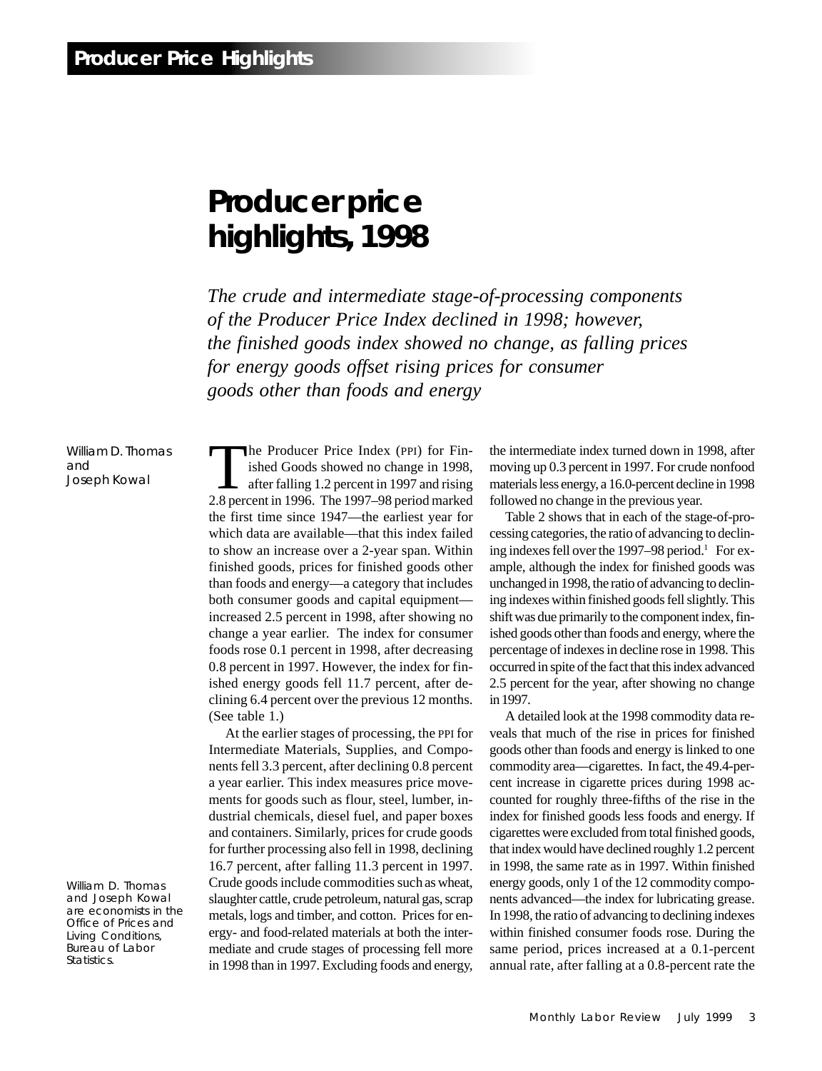# Producer price highlights, 1998

*The crude and intermediate stage-of-processing components of the Producer Price Index declined in 1998; however, the finished goods index showed no change, as falling prices for energy goods offset rising prices for consumer goods other than foods and energy*

William D. Thomas and Joseph Kowal

William D. Thomas and Joseph Kowal are economists in the Office of Prices and Living Conditions, Bureau of Labor Statistics.

The Producer Price Index (PPI) for Finished Goods showed no change in 1998, after falling 1.2 percent in 1997 and rising 2.8 percent in 1996. The 1997–98 period marked the first time since 1947—the earliest year for which data are available—that this index failed to show an increase over a 2-year span. Within finished goods, prices for finished goods other than foods and energy—a category that includes both consumer goods and capital equipment—increased 2.5 percent in 1998, after showing no change a year earlier. The index for consumer foods rose 0.1 percent in 1998, after decreasing 0.8 percent in 1997. However, the index for finished energy goods fell 11.7 percent, after declining 6.4 percent over the previous 12 months. (See table 1.)

At the earlier stages of processing, the PPI for Intermediate Materials, Supplies, and Components fell 3.3 percent, after declining 0.8 percent a year earlier. This index measures price movements for goods such as flour, steel, lumber, industrial chemicals, diesel fuel, and paper boxes and containers. Similarly, prices for crude goods for further processing also fell in 1998, declining 16.7 percent, after falling 11.3 percent in 1997. Crude goods include commodities such as wheat, slaughter cattle, crude petroleum, natural gas, scrap metals, logs and timber, and cotton. Prices for energy- and food-related materials at both the intermediate and crude stages of processing fell more in 1998 than in 1997. Excluding foods and energy, the intermediate index turned down in 1998, after moving up 0.3 percent in 1997. For crude nonfood materials less energy, a 16.0-percent decline in 1998 followed no change in the previous year.

Table 2 shows that in each of the stage-of-processing categories, the ratio of advancing to declining indexes fell over the 1997–98 period.[1] For example, although the index for finished goods was unchanged in 1998, the ratio of advancing to declining indexes within finished goods fell slightly. This shift was due primarily to the component index, finished goods other than foods and energy, where the percentage of indexes in decline rose in 1998. This occurred in spite of the fact that this index advanced 2.5 percent for the year, after showing no change in 1997.

A detailed look at the 1998 commodity data reveals that much of the rise in prices for finished goods other than foods and energy is linked to one commodity area—cigarettes. In fact, the 49.4-percent increase in cigarette prices during 1998 accounted for roughly three-fifths of the rise in the index for finished goods less foods and energy. If cigarettes were excluded from total finished goods, that index would have declined roughly 1.2 percent in 1998, the same rate as in 1997. Within finished energy goods, only 1 of the 12 commodity components advanced—the index for lubricating grease. In 1998, the ratio of advancing to declining indexes within finished consumer foods rose. During the same period, prices increased at a 0.1-percent annual rate, after falling at a 0.8-percent rate the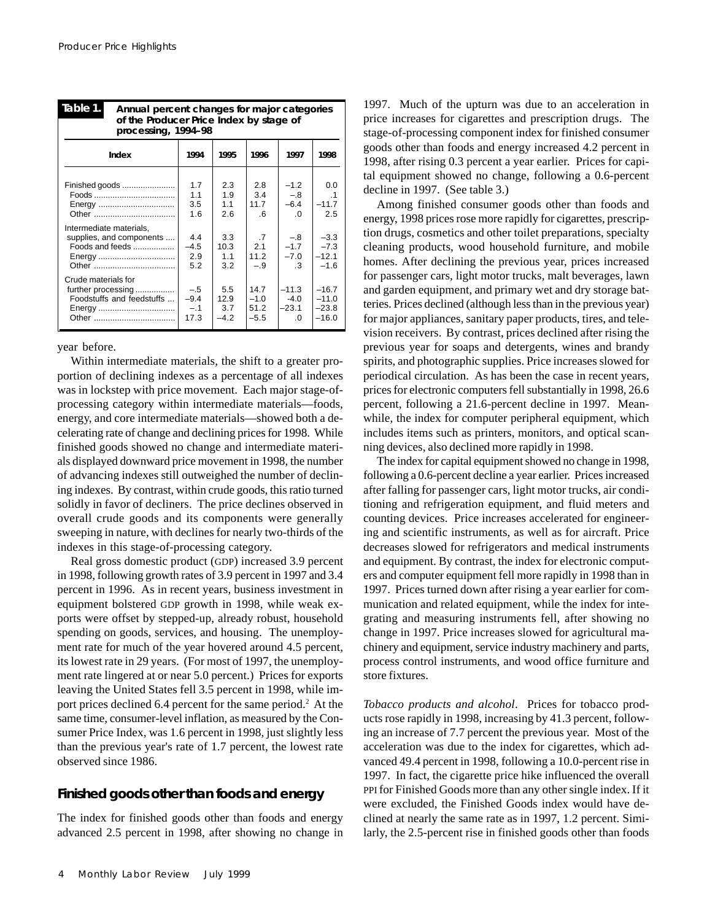**Table 1. Annual percent changes for major categories of the Producer Price Index by stage of processing, 1994–98**

| Index | 1994 | 1995 | 1996 | 1997 | 1998 |
|---|---|---|---|---|---|
| Finished goods | 1.7 | 2.3 | 2.8 | –1.2 | 0.0 |
| Foods | 1.1 | 1.9 | 3.4 | –.8 | .1 |
| Energy | 3.5 | 1.1 | 11.7 | –6.4 | –11.7 |
| Other | 1.6 | 2.6 | .6 | .0 | 2.5 |
| Intermediate materials, supplies, and components | 4.4 | 3.3 | .7 | –.8 | –3.3 |
| Foods and feeds | –4.5 | 10.3 | 2.1 | –1.7 | –7.3 |
| Energy | 2.9 | 1.1 | 11.2 | –7.0 | –12.1 |
| Other | 5.2 | 3.2 | –.9 | .3 | –1.6 |
| Crude materials for further processing | –.5 | 5.5 | 14.7 | –11.3 | –16.7 |
| Foodstuffs and feedstuffs | –9.4 | 12.9 | –1.0 | –4.0 | –11.0 |
| Energy | –.1 | 3.7 | 51.2 | –23.1 | –23.8 |
| Other | 17.3 | –4.2 | –5.5 | .0 | –16.0 |

year before.

Within intermediate materials, the shift to a greater proportion of declining indexes as a percentage of all indexes was in lockstep with price movement. Each major stage-of-processing category within intermediate materials—foods, energy, and core intermediate materials—showed both a decelerating rate of change and declining prices for 1998. While finished goods showed no change and intermediate materials displayed downward price movement in 1998, the number of advancing indexes still outweighed the number of declining indexes. By contrast, within crude goods, this ratio turned solidly in favor of decliners. The price declines observed in overall crude goods and its components were generally sweeping in nature, with declines for nearly two-thirds of the indexes in this stage-of-processing category.

Real gross domestic product (GDP) increased 3.9 percent in 1998, following growth rates of 3.9 percent in 1997 and 3.4 percent in 1996. As in recent years, business investment in equipment bolstered GDP growth in 1998, while weak exports were offset by stepped-up, already robust, household spending on goods, services, and housing. The unemployment rate for much of the year hovered around 4.5 percent, its lowest rate in 29 years. (For most of 1997, the unemployment rate lingered at or near 5.0 percent.) Prices for exports leaving the United States fell 3.5 percent in 1998, while import prices declined 6.4 percent for the same period.[2] At the same time, consumer-level inflation, as measured by the Consumer Price Index, was 1.6 percent in 1998, just slightly less than the previous year's rate of 1.7 percent, the lowest rate observed since 1986.

## Finished goods other than foods and energy

The index for finished goods other than foods and energy advanced 2.5 percent in 1998, after showing no change in 1997. Much of the upturn was due to an acceleration in price increases for cigarettes and prescription drugs. The stage-of-processing component index for finished consumer goods other than foods and energy increased 4.2 percent in 1998, after rising 0.3 percent a year earlier. Prices for capital equipment showed no change, following a 0.6-percent decline in 1997. (See table 3.)

Among finished consumer goods other than foods and energy, 1998 prices rose more rapidly for cigarettes, prescription drugs, cosmetics and other toilet preparations, specialty cleaning products, wood household furniture, and mobile homes. After declining the previous year, prices increased for passenger cars, light motor trucks, malt beverages, lawn and garden equipment, and primary wet and dry storage batteries. Prices declined (although less than in the previous year) for major appliances, sanitary paper products, tires, and television receivers. By contrast, prices declined after rising the previous year for soaps and detergents, wines and brandy spirits, and photographic supplies. Price increases slowed for periodical circulation. As has been the case in recent years, prices for electronic computers fell substantially in 1998, 26.6 percent, following a 21.6-percent decline in 1997. Meanwhile, the index for computer peripheral equipment, which includes items such as printers, monitors, and optical scanning devices, also declined more rapidly in 1998.

The index for capital equipment showed no change in 1998, following a 0.6-percent decline a year earlier. Prices increased after falling for passenger cars, light motor trucks, air conditioning and refrigeration equipment, and fluid meters and counting devices. Price increases accelerated for engineering and scientific instruments, as well as for aircraft. Price decreases slowed for refrigerators and medical instruments and equipment. By contrast, the index for electronic computers and computer equipment fell more rapidly in 1998 than in 1997. Prices turned down after rising a year earlier for communication and related equipment, while the index for integrating and measuring instruments fell, after showing no change in 1997. Price increases slowed for agricultural machinery and equipment, service industry machinery and parts, process control instruments, and wood office furniture and store fixtures.

*Tobacco products and alcohol*. Prices for tobacco products rose rapidly in 1998, increasing by 41.3 percent, following an increase of 7.7 percent the previous year. Most of the acceleration was due to the index for cigarettes, which advanced 49.4 percent in 1998, following a 10.0-percent rise in 1997. In fact, the cigarette price hike influenced the overall PPI for Finished Goods more than any other single index. If it were excluded, the Finished Goods index would have declined at nearly the same rate as in 1997, 1.2 percent. Similarly, the 2.5-percent rise in finished goods other than foods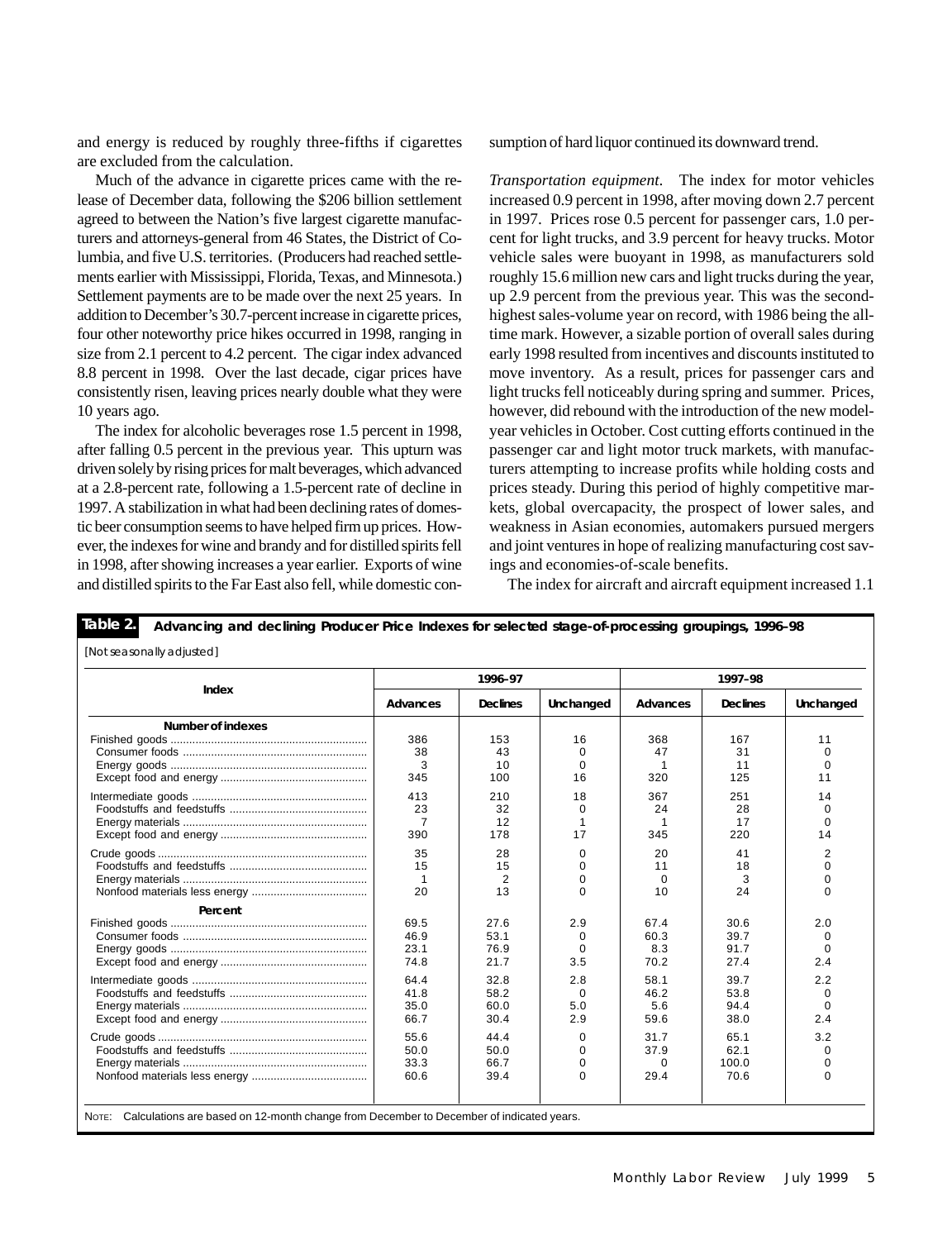and energy is reduced by roughly three-fifths if cigarettes are excluded from the calculation.

Much of the advance in cigarette prices came with the release of December data, following the $206 billion settlement agreed to between the Nation's five largest cigarette manufacturers and attorneys-general from 46 States, the District of Columbia, and five U.S. territories. (Producers had reached settlements earlier with Mississippi, Florida, Texas, and Minnesota.) Settlement payments are to be made over the next 25 years. In addition to December's 30.7-percent increase in cigarette prices, four other noteworthy price hikes occurred in 1998, ranging in size from 2.1 percent to 4.2 percent. The cigar index advanced 8.8 percent in 1998. Over the last decade, cigar prices have consistently risen, leaving prices nearly double what they were 10 years ago.

The index for alcoholic beverages rose 1.5 percent in 1998, after falling 0.5 percent in the previous year. This upturn was driven solely by rising prices for malt beverages, which advanced at a 2.8-percent rate, following a 1.5-percent rate of decline in 1997. A stabilization in what had been declining rates of domestic beer consumption seems to have helped firm up prices. However, the indexes for wine and brandy and for distilled spirits fell in 1998, after showing increases a year earlier. Exports of wine and distilled spirits to the Far East also fell, while domestic consumption of hard liquor continued its downward trend.

*Transportation equipment.* The index for motor vehicles increased 0.9 percent in 1998, after moving down 2.7 percent in 1997. Prices rose 0.5 percent for passenger cars, 1.0 percent for light trucks, and 3.9 percent for heavy trucks. Motor vehicle sales were buoyant in 1998, as manufacturers sold roughly 15.6 million new cars and light trucks during the year, up 2.9 percent from the previous year. This was the second-highest sales-volume year on record, with 1986 being the all-time mark. However, a sizable portion of overall sales during early 1998 resulted from incentives and discounts instituted to move inventory. As a result, prices for passenger cars and light trucks fell noticeably during spring and summer. Prices, however, did rebound with the introduction of the new model-year vehicles in October. Cost cutting efforts continued in the passenger car and light motor truck markets, with manufacturers attempting to increase profits while holding costs and prices steady. During this period of highly competitive markets, global overcapacity, the prospect of lower sales, and weakness in Asian economies, automakers pursued mergers and joint ventures in hope of realizing manufacturing cost savings and economies-of-scale benefits.

The index for aircraft and aircraft equipment increased 1.1

**Table 2. Advancing and declining Producer Price Indexes for selected stage-of-processing groupings, 1996–98**

[Not seasonally adjusted]

| Index | 1996–97 | | | 1997–98 | | |
|---|---|---|---|---|---|---|
| | Advances | Declines | Unchanged | Advances | Declines | Unchanged |
| **Number of indexes** | | | | | | |
| Finished goods | 386 | 153 | 16 | 368 | 167 | 11 |
| Consumer foods | 38 | 43 | 0 | 47 | 31 | 0 |
| Energy goods | 3 | 10 | 0 | 1 | 11 | 0 |
| Except food and energy | 345 | 100 | 16 | 320 | 125 | 11 |
| Intermediate goods | 413 | 210 | 18 | 367 | 251 | 14 |
| Foodstuffs and feedstuffs | 23 | 32 | 0 | 24 | 28 | 0 |
| Energy materials | 7 | 12 | 1 | 1 | 17 | 0 |
| Except food and energy | 390 | 178 | 17 | 345 | 220 | 14 |
| Crude goods | 35 | 28 | 0 | 20 | 41 | 2 |
| Foodstuffs and feedstuffs | 15 | 15 | 0 | 11 | 18 | 0 |
| Energy materials | 1 | 2 | 0 | 0 | 3 | 0 |
| Nonfood materials less energy | 20 | 13 | 0 | 10 | 24 | 0 |
| **Percent** | | | | | | |
| Finished goods | 69.5 | 27.6 | 2.9 | 67.4 | 30.6 | 2.0 |
| Consumer foods | 46.9 | 53.1 | 0 | 60.3 | 39.7 | 0 |
| Energy goods | 23.1 | 76.9 | 0 | 8.3 | 91.7 | 0 |
| Except food and energy | 74.8 | 21.7 | 3.5 | 70.2 | 27.4 | 2.4 |
| Intermediate goods | 64.4 | 32.8 | 2.8 | 58.1 | 39.7 | 2.2 |
| Foodstuffs and feedstuffs | 41.8 | 58.2 | 0 | 46.2 | 53.8 | 0 |
| Energy materials | 35.0 | 60.0 | 5.0 | 5.6 | 94.4 | 0 |
| Except food and energy | 66.7 | 30.4 | 2.9 | 59.6 | 38.0 | 2.4 |
| Crude goods | 55.6 | 44.4 | 0 | 31.7 | 65.1 | 3.2 |
| Foodstuffs and feedstuffs | 50.0 | 50.0 | 0 | 37.9 | 62.1 | 0 |
| Energy materials | 33.3 | 66.7 | 0 | 0 | 100.0 | 0 |
| Nonfood materials less energy | 60.6 | 39.4 | 0 | 29.4 | 70.6 | 0 |

NOTE: Calculations are based on 12-month change from December to December of indicated years.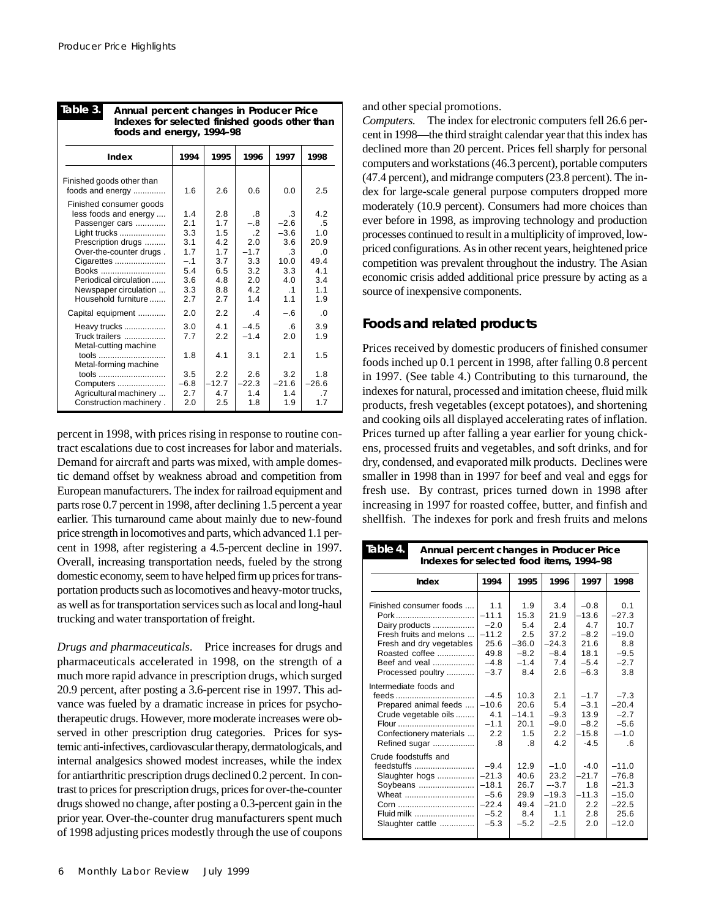**Table 3. Annual percent changes in Producer Price Indexes for selected finished goods other than foods and energy, 1994–98**

| Index | 1994 | 1995 | 1996 | 1997 | 1998 |
|---|---|---|---|---|---|
| Finished goods other than foods and energy | 1.6 | 2.6 | 0.6 | 0.0 | 2.5 |
| Finished consumer goods less foods and energy | 1.4 | 2.8 | .8 | .3 | 4.2 |
| Passenger cars | 2.1 | 1.7 | –.8 | –2.6 | .5 |
| Light trucks | 3.3 | 1.5 | .2 | –3.6 | 1.0 |
| Prescription drugs | 3.1 | 4.2 | 2.0 | 3.6 | 20.9 |
| Over-the-counter drugs | 1.7 | 1.7 | –1.7 | .3 | .0 |
| Cigarettes | –.1 | 3.7 | 3.3 | 10.0 | 49.4 |
| Books | 5.4 | 6.5 | 3.2 | 3.3 | 4.1 |
| Periodical circulation | 3.6 | 4.8 | 2.0 | 4.0 | 3.4 |
| Newspaper circulation | 3.3 | 8.8 | 4.2 | .1 | 1.1 |
| Household furniture | 2.7 | 2.7 | 1.4 | 1.1 | 1.9 |
| Capital equipment | 2.0 | 2.2 | .4 | –.6 | .0 |
| Heavy trucks | 3.0 | 4.1 | –4.5 | .6 | 3.9 |
| Truck trailers | 7.7 | 2.2 | –1.4 | 2.0 | 1.9 |
| Metal-cutting machine tools | 1.8 | 4.1 | 3.1 | 2.1 | 1.5 |
| Metal-forming machine tools | 3.5 | 2.2 | 2.6 | 3.2 | 1.8 |
| Computers | –6.8 | –12.7 | –22.3 | –21.6 | –26.6 |
| Agricultural machinery | 2.7 | 4.7 | 1.4 | 1.4 | .7 |
| Construction machinery | 2.0 | 2.5 | 1.8 | 1.9 | 1.7 |

percent in 1998, with prices rising in response to routine contract escalations due to cost increases for labor and materials. Demand for aircraft and parts was mixed, with ample domestic demand offset by weakness abroad and competition from European manufacturers. The index for railroad equipment and parts rose 0.7 percent in 1998, after declining 1.5 percent a year earlier. This turnaround came about mainly due to new-found price strength in locomotives and parts, which advanced 1.1 percent in 1998, after registering a 4.5-percent decline in 1997. Overall, increasing transportation needs, fueled by the strong domestic economy, seem to have helped firm up prices for transportation products such as locomotives and heavy-motor trucks, as well as for transportation services such as local and long-haul trucking and water transportation of freight.

*Drugs and pharmaceuticals.* Price increases for drugs and pharmaceuticals accelerated in 1998, on the strength of a much more rapid advance in prescription drugs, which surged 20.9 percent, after posting a 3.6-percent rise in 1997. This advance was fueled by a dramatic increase in prices for psychotherapeutic drugs. However, more moderate increases were observed in other prescription drug categories. Prices for systemic anti-infectives, cardiovascular therapy, dermatologicals, and internal analgesics showed modest increases, while the index for antiarthritic prescription drugs declined 0.2 percent. In contrast to prices for prescription drugs, prices for over-the-counter drugs showed no change, after posting a 0.3-percent gain in the prior year. Over-the-counter drug manufacturers spent much of 1998 adjusting prices modestly through the use of coupons and other special promotions.

*Computers.* The index for electronic computers fell 26.6 percent in 1998—the third straight calendar year that this index has declined more than 20 percent. Prices fell sharply for personal computers and workstations (46.3 percent), portable computers (47.4 percent), and midrange computers (23.8 percent). The index for large-scale general purpose computers dropped more moderately (10.9 percent). Consumers had more choices than ever before in 1998, as improving technology and production processes continued to result in a multiplicity of improved, low-priced configurations. As in other recent years, heightened price competition was prevalent throughout the industry. The Asian economic crisis added additional price pressure by acting as a source of inexpensive components.

## Foods and related products

Prices received by domestic producers of finished consumer foods inched up 0.1 percent in 1998, after falling 0.8 percent in 1997. (See table 4.) Contributing to this turnaround, the indexes for natural, processed and imitation cheese, fluid milk products, fresh vegetables (except potatoes), and shortening and cooking oils all displayed accelerating rates of inflation. Prices turned up after falling a year earlier for young chickens, processed fruits and vegetables, and soft drinks, and for dry, condensed, and evaporated milk products. Declines were smaller in 1998 than in 1997 for beef and veal and eggs for fresh use. By contrast, prices turned down in 1998 after increasing in 1997 for roasted coffee, butter, and finfish and shellfish. The indexes for pork and fresh fruits and melons

**Table 4. Annual percent changes in Producer Price Indexes for selected food items, 1994–98**

| Index | 1994 | 1995 | 1996 | 1997 | 1998 |
|---|---|---|---|---|---|
| Finished consumer foods | 1.1 | 1.9 | 3.4 | –0.8 | 0.1 |
| Pork | –11.1 | 15.3 | 21.9 | –13.6 | –27.3 |
| Dairy products | –2.0 | 5.4 | 2.4 | 4.7 | 10.7 |
| Fresh fruits and melons | –11.2 | 2.5 | 37.2 | –8.2 | –19.0 |
| Fresh and dry vegetables | 25.6 | –36.0 | –24.3 | 21.6 | 8.8 |
| Roasted coffee | 49.8 | –8.2 | –8.4 | 18.1 | –9.5 |
| Beef and veal | –4.8 | –1.4 | 7.4 | –5.4 | –2.7 |
| Processed poultry | –3.7 | 8.4 | 2.6 | –6.3 | 3.8 |
| Intermediate foods and feeds | –4.5 | 10.3 | 2.1 | –1.7 | –7.3 |
| Prepared animal feeds | –10.6 | 20.6 | 5.4 | –3.1 | –20.4 |
| Crude vegetable oils | 4.1 | –14.1 | –9.3 | 13.9 | –2.7 |
| Flour | –1.1 | 20.1 | –9.0 | –8.2 | –5.6 |
| Confectionery materials | 2.2 | 1.5 | 2.2 | –15.8 | –1.0 |
| Refined sugar | .8 | .8 | 4.2 | -4.5 | .6 |
| Crude foodstuffs and feedstuffs | –9.4 | 12.9 | –1.0 | –4.0 | –11.0 |
| Slaughter hogs | –21.3 | 40.6 | 23.2 | –21.7 | –76.8 |
| Soybeans | –18.1 | 26.7 | –3.7 | 1.8 | –21.3 |
| Wheat | –5.6 | 29.9 | –19.3 | –11.3 | –15.0 |
| Corn | –22.4 | 49.4 | –21.0 | 2.2 | –22.5 |
| Fluid milk | –5.2 | 8.4 | 1.1 | 2.8 | 25.6 |
| Slaughter cattle | –5.3 | –5.2 | –2.5 | 2.0 | –12.0 |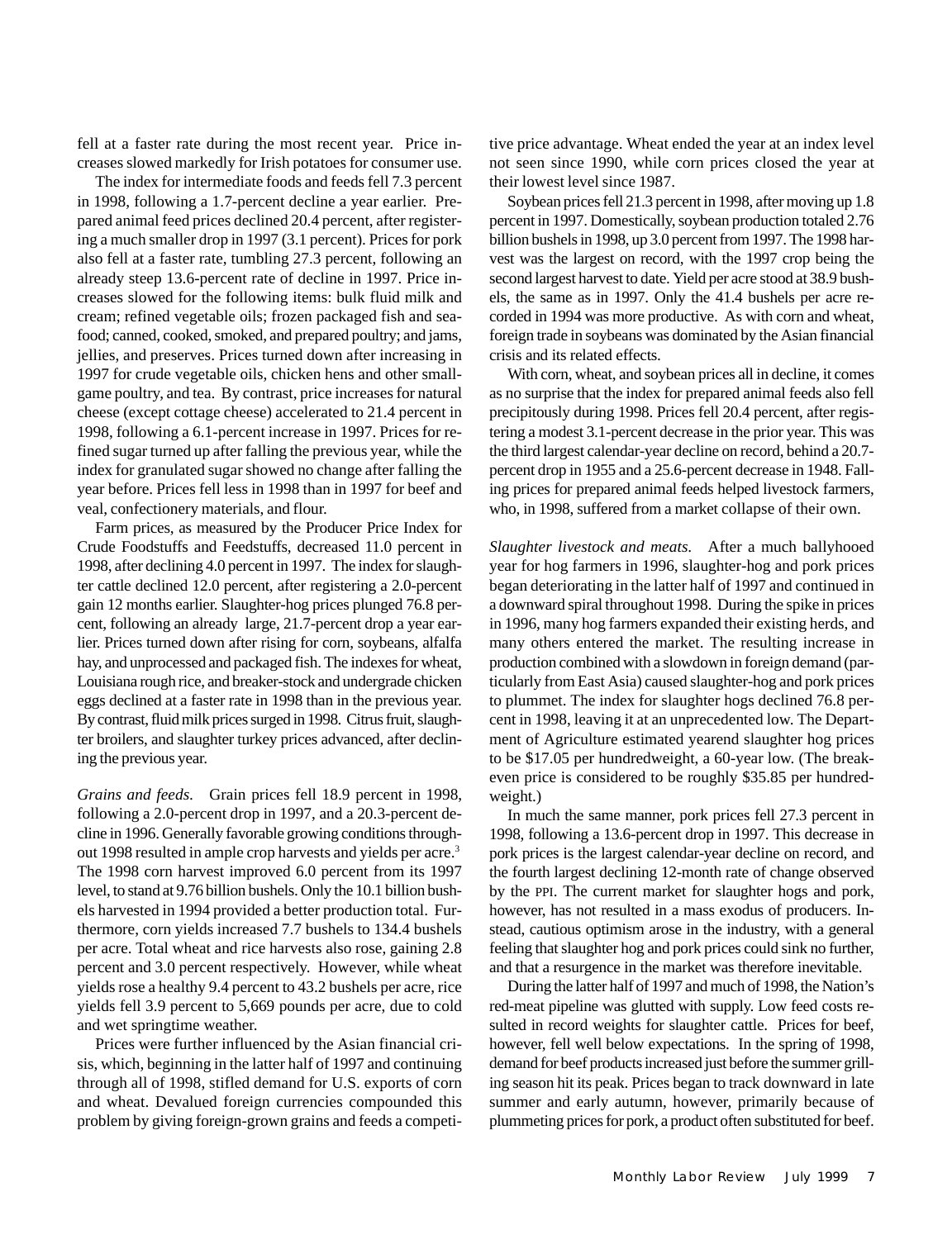fell at a faster rate during the most recent year. Price increases slowed markedly for Irish potatoes for consumer use.

The index for intermediate foods and feeds fell 7.3 percent in 1998, following a 1.7-percent decline a year earlier. Prepared animal feed prices declined 20.4 percent, after registering a much smaller drop in 1997 (3.1 percent). Prices for pork also fell at a faster rate, tumbling 27.3 percent, following an already steep 13.6-percent rate of decline in 1997. Price increases slowed for the following items: bulk fluid milk and cream; refined vegetable oils; frozen packaged fish and seafood; canned, cooked, smoked, and prepared poultry; and jams, jellies, and preserves. Prices turned down after increasing in 1997 for crude vegetable oils, chicken hens and other small-game poultry, and tea. By contrast, price increases for natural cheese (except cottage cheese) accelerated to 21.4 percent in 1998, following a 6.1-percent increase in 1997. Prices for refined sugar turned up after falling the previous year, while the index for granulated sugar showed no change after falling the year before. Prices fell less in 1998 than in 1997 for beef and veal, confectionery materials, and flour.

Farm prices, as measured by the Producer Price Index for Crude Foodstuffs and Feedstuffs, decreased 11.0 percent in 1998, after declining 4.0 percent in 1997. The index for slaughter cattle declined 12.0 percent, after registering a 2.0-percent gain 12 months earlier. Slaughter-hog prices plunged 76.8 percent, following an already large, 21.7-percent drop a year earlier. Prices turned down after rising for corn, soybeans, alfalfa hay, and unprocessed and packaged fish. The indexes for wheat, Louisiana rough rice, and breaker-stock and undergrade chicken eggs declined at a faster rate in 1998 than in the previous year. By contrast, fluid milk prices surged in 1998. Citrus fruit, slaughter broilers, and slaughter turkey prices advanced, after declining the previous year.

*Grains and feeds.* Grain prices fell 18.9 percent in 1998, following a 2.0-percent drop in 1997, and a 20.3-percent decline in 1996. Generally favorable growing conditions throughout 1998 resulted in ample crop harvests and yields per acre.[3] The 1998 corn harvest improved 6.0 percent from its 1997 level, to stand at 9.76 billion bushels. Only the 10.1 billion bushels harvested in 1994 provided a better production total. Furthermore, corn yields increased 7.7 bushels to 134.4 bushels per acre. Total wheat and rice harvests also rose, gaining 2.8 percent and 3.0 percent respectively. However, while wheat yields rose a healthy 9.4 percent to 43.2 bushels per acre, rice yields fell 3.9 percent to 5,669 pounds per acre, due to cold and wet springtime weather.

Prices were further influenced by the Asian financial crisis, which, beginning in the latter half of 1997 and continuing through all of 1998, stifled demand for U.S. exports of corn and wheat. Devalued foreign currencies compounded this problem by giving foreign-grown grains and feeds a competitive price advantage. Wheat ended the year at an index level not seen since 1990, while corn prices closed the year at their lowest level since 1987.

Soybean prices fell 21.3 percent in 1998, after moving up 1.8 percent in 1997. Domestically, soybean production totaled 2.76 billion bushels in 1998, up 3.0 percent from 1997. The 1998 harvest was the largest on record, with the 1997 crop being the second largest harvest to date. Yield per acre stood at 38.9 bushels, the same as in 1997. Only the 41.4 bushels per acre recorded in 1994 was more productive. As with corn and wheat, foreign trade in soybeans was dominated by the Asian financial crisis and its related effects.

With corn, wheat, and soybean prices all in decline, it comes as no surprise that the index for prepared animal feeds also fell precipitously during 1998. Prices fell 20.4 percent, after registering a modest 3.1-percent decrease in the prior year. This was the third largest calendar-year decline on record, behind a 20.7-percent drop in 1955 and a 25.6-percent decrease in 1948. Falling prices for prepared animal feeds helped livestock farmers, who, in 1998, suffered from a market collapse of their own.

*Slaughter livestock and meats.* After a much ballyhooed year for hog farmers in 1996, slaughter-hog and pork prices began deteriorating in the latter half of 1997 and continued in a downward spiral throughout 1998. During the spike in prices in 1996, many hog farmers expanded their existing herds, and many others entered the market. The resulting increase in production combined with a slowdown in foreign demand (particularly from East Asia) caused slaughter-hog and pork prices to plummet. The index for slaughter hogs declined 76.8 percent in 1998, leaving it at an unprecedented low. The Department of Agriculture estimated yearend slaughter hog prices to be $17.05 per hundredweight, a 60-year low. (The break-even price is considered to be roughly $35.85 per hundredweight.)

In much the same manner, pork prices fell 27.3 percent in 1998, following a 13.6-percent drop in 1997. This decrease in pork prices is the largest calendar-year decline on record, and the fourth largest declining 12-month rate of change observed by the PPI. The current market for slaughter hogs and pork, however, has not resulted in a mass exodus of producers. Instead, cautious optimism arose in the industry, with a general feeling that slaughter hog and pork prices could sink no further, and that a resurgence in the market was therefore inevitable.

During the latter half of 1997 and much of 1998, the Nation's red-meat pipeline was glutted with supply. Low feed costs resulted in record weights for slaughter cattle. Prices for beef, however, fell well below expectations. In the spring of 1998, demand for beef products increased just before the summer grilling season hit its peak. Prices began to track downward in late summer and early autumn, however, primarily because of plummeting prices for pork, a product often substituted for beef.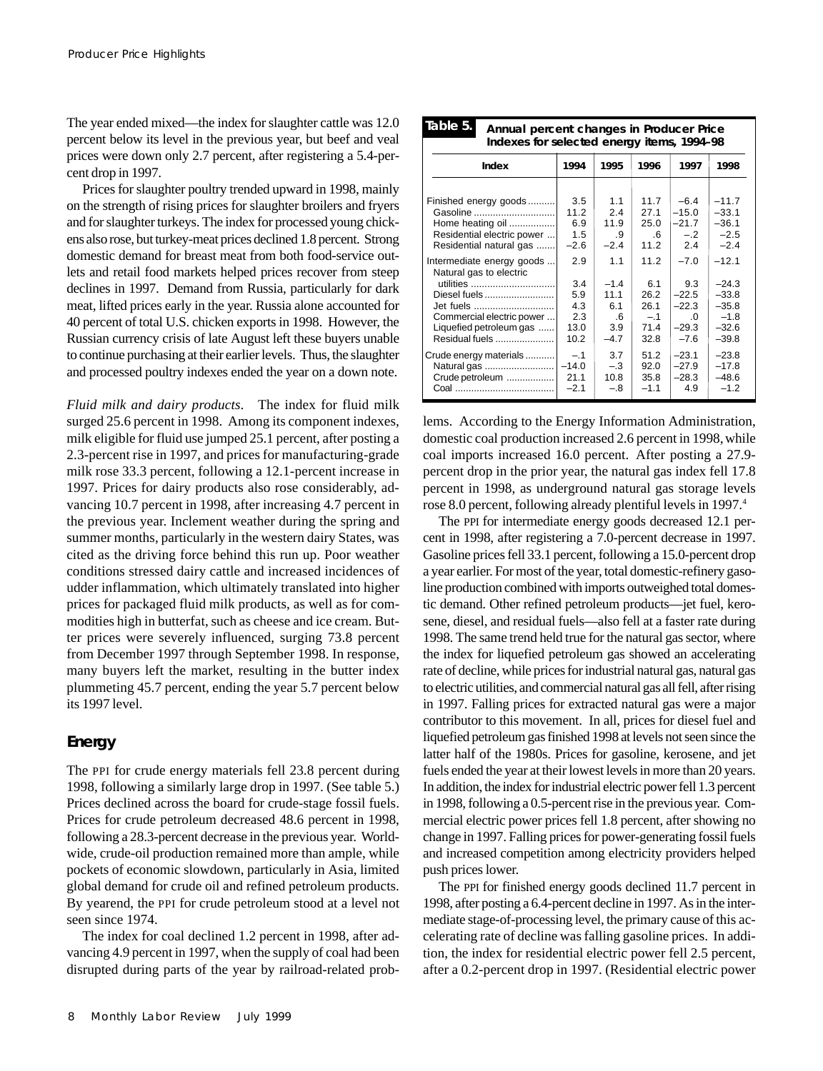The year ended mixed—the index for slaughter cattle was 12.0 percent below its level in the previous year, but beef and veal prices were down only 2.7 percent, after registering a 5.4-percent drop in 1997.

Prices for slaughter poultry trended upward in 1998, mainly on the strength of rising prices for slaughter broilers and fryers and for slaughter turkeys. The index for processed young chickens also rose, but turkey-meat prices declined 1.8 percent. Strong domestic demand for breast meat from both food-service outlets and retail food markets helped prices recover from steep declines in 1997. Demand from Russia, particularly for dark meat, lifted prices early in the year. Russia alone accounted for 40 percent of total U.S. chicken exports in 1998. However, the Russian currency crisis of late August left these buyers unable to continue purchasing at their earlier levels. Thus, the slaughter and processed poultry indexes ended the year on a down note.

*Fluid milk and dairy products*. The index for fluid milk surged 25.6 percent in 1998. Among its component indexes, milk eligible for fluid use jumped 25.1 percent, after posting a 2.3-percent rise in 1997, and prices for manufacturing-grade milk rose 33.3 percent, following a 12.1-percent increase in 1997. Prices for dairy products also rose considerably, advancing 10.7 percent in 1998, after increasing 4.7 percent in the previous year. Inclement weather during the spring and summer months, particularly in the western dairy States, was cited as the driving force behind this run up. Poor weather conditions stressed dairy cattle and increased incidences of udder inflammation, which ultimately translated into higher prices for packaged fluid milk products, as well as for commodities high in butterfat, such as cheese and ice cream. Butter prices were severely influenced, surging 73.8 percent from December 1997 through September 1998. In response, many buyers left the market, resulting in the butter index plummeting 45.7 percent, ending the year 5.7 percent below its 1997 level.

## Energy

The PPI for crude energy materials fell 23.8 percent during 1998, following a similarly large drop in 1997. (See table 5.) Prices declined across the board for crude-stage fossil fuels. Prices for crude petroleum decreased 48.6 percent in 1998, following a 28.3-percent decrease in the previous year. Worldwide, crude-oil production remained more than ample, while pockets of economic slowdown, particularly in Asia, limited global demand for crude oil and refined petroleum products. By yearend, the PPI for crude petroleum stood at a level not seen since 1974.

The index for coal declined 1.2 percent in 1998, after advancing 4.9 percent in 1997, when the supply of coal had been disrupted during parts of the year by railroad-related problems. According to the Energy Information Administration, domestic coal production increased 2.6 percent in 1998, while coal imports increased 16.0 percent. After posting a 27.9-percent drop in the prior year, the natural gas index fell 17.8 percent in 1998, as underground natural gas storage levels rose 8.0 percent, following already plentiful levels in 1997.[4]

**Table 5. Annual percent changes in Producer Price Indexes for selected energy items, 1994–98**

| Index | 1994 | 1995 | 1996 | 1997 | 1998 |
|---|---|---|---|---|---|
| Finished energy goods | 3.5 | 1.1 | 11.7 | –6.4 | –11.7 |
| Gasoline | 11.2 | 2.4 | 27.1 | –15.0 | –33.1 |
| Home heating oil | 6.9 | 11.9 | 25.0 | –21.7 | –36.1 |
| Residential electric power | 1.5 | .9 | .6 | –.2 | –2.5 |
| Residential natural gas | –2.6 | –2.4 | 11.2 | 2.4 | –2.4 |
| Intermediate energy goods | 2.9 | 1.1 | 11.2 | –7.0 | –12.1 |
| Natural gas to electric utilities | 3.4 | –1.4 | 6.1 | 9.3 | –24.3 |
| Diesel fuels | 5.9 | 11.1 | 26.2 | –22.5 | –33.8 |
| Jet fuels | 4.3 | 6.1 | 26.1 | –22.3 | –35.8 |
| Commercial electric power | 2.3 | .6 | –.1 | .0 | –1.8 |
| Liquefied petroleum gas | 13.0 | 3.9 | 71.4 | –29.3 | –32.6 |
| Residual fuels | 10.2 | –4.7 | 32.8 | –7.6 | –39.8 |
| Crude energy materials | –.1 | 3.7 | 51.2 | –23.1 | –23.8 |
| Natural gas | –14.0 | –.3 | 92.0 | –27.9 | –17.8 |
| Crude petroleum | 21.1 | 10.8 | 35.8 | –28.3 | –48.6 |
| Coal | –2.1 | –.8 | –1.1 | 4.9 | –1.2 |

The PPI for intermediate energy goods decreased 12.1 percent in 1998, after registering a 7.0-percent decrease in 1997. Gasoline prices fell 33.1 percent, following a 15.0-percent drop a year earlier. For most of the year, total domestic-refinery gasoline production combined with imports outweighed total domestic demand. Other refined petroleum products—jet fuel, kerosene, diesel, and residual fuels—also fell at a faster rate during 1998. The same trend held true for the natural gas sector, where the index for liquefied petroleum gas showed an accelerating rate of decline, while prices for industrial natural gas, natural gas to electric utilities, and commercial natural gas all fell, after rising in 1997. Falling prices for extracted natural gas were a major contributor to this movement. In all, prices for diesel fuel and liquefied petroleum gas finished 1998 at levels not seen since the latter half of the 1980s. Prices for gasoline, kerosene, and jet fuels ended the year at their lowest levels in more than 20 years. In addition, the index for industrial electric power fell 1.3 percent in 1998, following a 0.5-percent rise in the previous year. Commercial electric power prices fell 1.8 percent, after showing no change in 1997. Falling prices for power-generating fossil fuels and increased competition among electricity providers helped push prices lower.

The PPI for finished energy goods declined 11.7 percent in 1998, after posting a 6.4-percent decline in 1997. As in the intermediate stage-of-processing level, the primary cause of this accelerating rate of decline was falling gasoline prices. In addition, the index for residential electric power fell 2.5 percent, after a 0.2-percent drop in 1997. (Residential electric power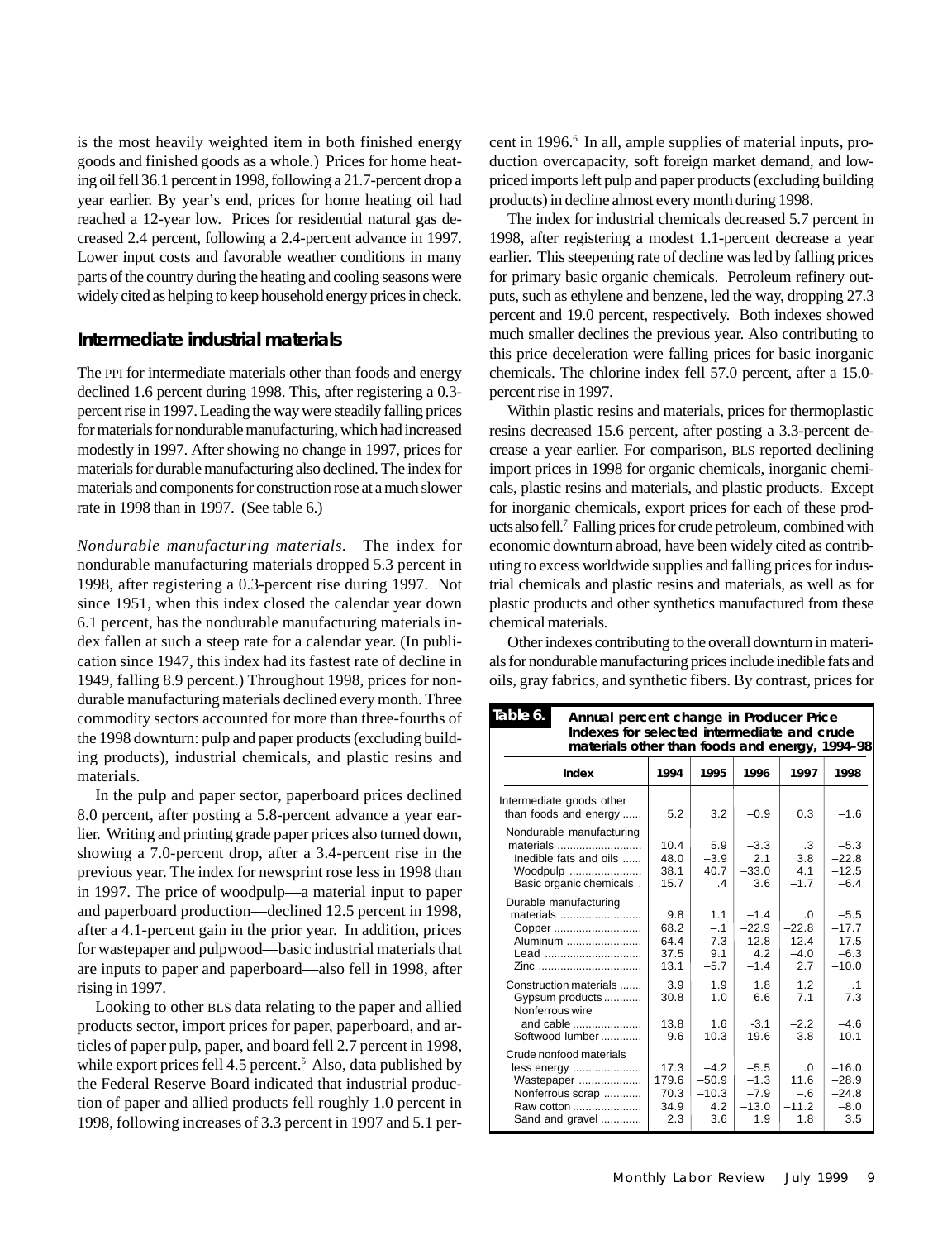is the most heavily weighted item in both finished energy goods and finished goods as a whole.) Prices for home heating oil fell 36.1 percent in 1998, following a 21.7-percent drop a year earlier. By year's end, prices for home heating oil had reached a 12-year low. Prices for residential natural gas decreased 2.4 percent, following a 2.4-percent advance in 1997. Lower input costs and favorable weather conditions in many parts of the country during the heating and cooling seasons were widely cited as helping to keep household energy prices in check.

## Intermediate industrial materials

The PPI for intermediate materials other than foods and energy declined 1.6 percent during 1998. This, after registering a 0.3-percent rise in 1997. Leading the way were steadily falling prices for materials for nondurable manufacturing, which had increased modestly in 1997. After showing no change in 1997, prices for materials for durable manufacturing also declined. The index for materials and components for construction rose at a much slower rate in 1998 than in 1997. (See table 6.)

*Nondurable manufacturing materials.* The index for nondurable manufacturing materials dropped 5.3 percent in 1998, after registering a 0.3-percent rise during 1997. Not since 1951, when this index closed the calendar year down 6.1 percent, has the nondurable manufacturing materials index fallen at such a steep rate for a calendar year. (In publication since 1947, this index had its fastest rate of decline in 1949, falling 8.9 percent.) Throughout 1998, prices for nondurable manufacturing materials declined every month. Three commodity sectors accounted for more than three-fourths of the 1998 downturn: pulp and paper products (excluding building products), industrial chemicals, and plastic resins and materials.

In the pulp and paper sector, paperboard prices declined 8.0 percent, after posting a 5.8-percent advance a year earlier. Writing and printing grade paper prices also turned down, showing a 7.0-percent drop, after a 3.4-percent rise in the previous year. The index for newsprint rose less in 1998 than in 1997. The price of woodpulp—a material input to paper and paperboard production—declined 12.5 percent in 1998, after a 4.1-percent gain in the prior year. In addition, prices for wastepaper and pulpwood—basic industrial materials that are inputs to paper and paperboard—also fell in 1998, after rising in 1997.

Looking to other BLS data relating to the paper and allied products sector, import prices for paper, paperboard, and articles of paper pulp, paper, and board fell 2.7 percent in 1998, while export prices fell 4.5 percent.[5] Also, data published by the Federal Reserve Board indicated that industrial production of paper and allied products fell roughly 1.0 percent in 1998, following increases of 3.3 percent in 1997 and 5.1 percent in 1996.[6] In all, ample supplies of material inputs, production overcapacity, soft foreign market demand, and low-priced imports left pulp and paper products (excluding building products) in decline almost every month during 1998.

The index for industrial chemicals decreased 5.7 percent in 1998, after registering a modest 1.1-percent decrease a year earlier. This steepening rate of decline was led by falling prices for primary basic organic chemicals. Petroleum refinery outputs, such as ethylene and benzene, led the way, dropping 27.3 percent and 19.0 percent, respectively. Both indexes showed much smaller declines the previous year. Also contributing to this price deceleration were falling prices for basic inorganic chemicals. The chlorine index fell 57.0 percent, after a 15.0-percent rise in 1997.

Within plastic resins and materials, prices for thermoplastic resins decreased 15.6 percent, after posting a 3.3-percent decrease a year earlier. For comparison, BLS reported declining import prices in 1998 for organic chemicals, inorganic chemicals, plastic resins and materials, and plastic products. Except for inorganic chemicals, export prices for each of these products also fell.[7] Falling prices for crude petroleum, combined with economic downturn abroad, have been widely cited as contributing to excess worldwide supplies and falling prices for industrial chemicals and plastic resins and materials, as well as for plastic products and other synthetics manufactured from these chemical materials.

Other indexes contributing to the overall downturn in materials for nondurable manufacturing prices include inedible fats and oils, gray fabrics, and synthetic fibers. By contrast, prices for

**Table 6. Annual percent change in Producer Price Indexes for selected intermediate and crude materials other than foods and energy, 1994–98**

| Index | 1994 | 1995 | 1996 | 1997 | 1998 |
|---|---|---|---|---|---|
| Intermediate goods other than foods and energy | 5.2 | 3.2 | –0.9 | 0.3 | –1.6 |
| Nondurable manufacturing materials | 10.4 | 5.9 | –3.3 | .3 | –5.3 |
| Inedible fats and oils | 48.0 | –3.9 | 2.1 | 3.8 | –22.8 |
| Woodpulp | 38.1 | 40.7 | –33.0 | 4.1 | –12.5 |
| Basic organic chemicals | 15.7 | .4 | 3.6 | –1.7 | –6.4 |
| Durable manufacturing materials | 9.8 | 1.1 | –1.4 | .0 | –5.5 |
| Copper | 68.2 | –.1 | –22.9 | –22.8 | –17.7 |
| Aluminum | 64.4 | –7.3 | –12.8 | 12.4 | –17.5 |
| Lead | 37.5 | 9.1 | 4.2 | –4.0 | –6.3 |
| Zinc | 13.1 | –5.7 | –1.4 | 2.7 | –10.0 |
| Construction materials | 3.9 | 1.9 | 1.8 | 1.2 | .1 |
| Gypsum products | 30.8 | 1.0 | 6.6 | 7.1 | 7.3 |
| Nonferrous wire and cable | 13.8 | 1.6 | -3.1 | –2.2 | –4.6 |
| Softwood lumber | –9.6 | –10.3 | 19.6 | –3.8 | –10.1 |
| Crude nonfood materials less energy | 17.3 | –4.2 | –5.5 | .0 | –16.0 |
| Wastepaper | 179.6 | –50.9 | –1.3 | 11.6 | –28.9 |
| Nonferrous scrap | 70.3 | –10.3 | –7.9 | –.6 | –24.8 |
| Raw cotton | 34.9 | 4.2 | –13.0 | –11.2 | –8.0 |
| Sand and gravel | 2.3 | 3.6 | 1.9 | 1.8 | 3.5 |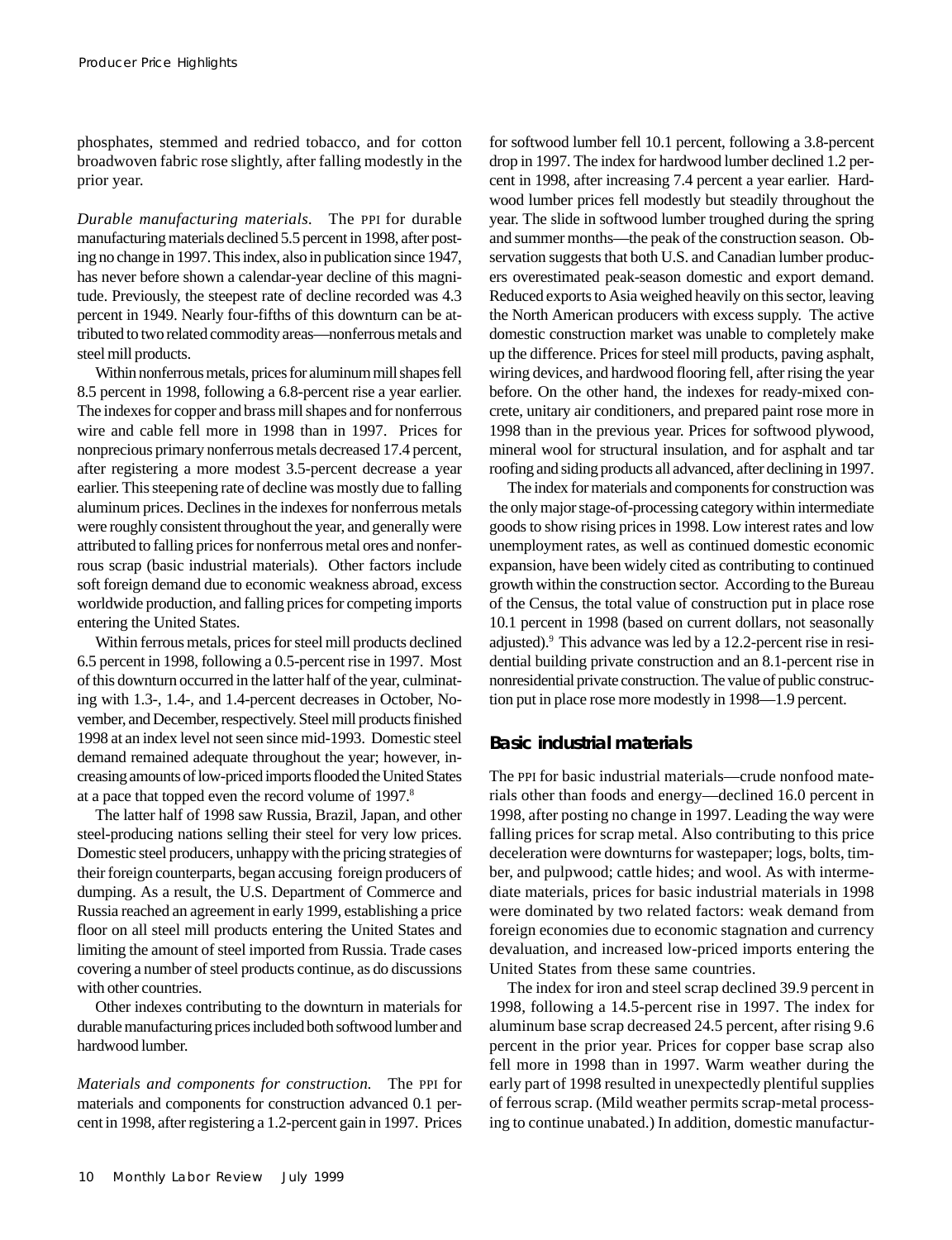phosphates, stemmed and redried tobacco, and for cotton broadwoven fabric rose slightly, after falling modestly in the prior year.

*Durable manufacturing materials.* The PPI for durable manufacturing materials declined 5.5 percent in 1998, after posting no change in 1997. This index, also in publication since 1947, has never before shown a calendar-year decline of this magnitude. Previously, the steepest rate of decline recorded was 4.3 percent in 1949. Nearly four-fifths of this downturn can be attributed to two related commodity areas—nonferrous metals and steel mill products.

Within nonferrous metals, prices for aluminum mill shapes fell 8.5 percent in 1998, following a 6.8-percent rise a year earlier. The indexes for copper and brass mill shapes and for nonferrous wire and cable fell more in 1998 than in 1997. Prices for nonprecious primary nonferrous metals decreased 17.4 percent, after registering a more modest 3.5-percent decrease a year earlier. This steepening rate of decline was mostly due to falling aluminum prices. Declines in the indexes for nonferrous metals were roughly consistent throughout the year, and generally were attributed to falling prices for nonferrous metal ores and nonferrous scrap (basic industrial materials). Other factors include soft foreign demand due to economic weakness abroad, excess worldwide production, and falling prices for competing imports entering the United States.

Within ferrous metals, prices for steel mill products declined 6.5 percent in 1998, following a 0.5-percent rise in 1997. Most of this downturn occurred in the latter half of the year, culminating with 1.3-, 1.4-, and 1.4-percent decreases in October, November, and December, respectively. Steel mill products finished 1998 at an index level not seen since mid-1993. Domestic steel demand remained adequate throughout the year; however, increasing amounts of low-priced imports flooded the United States at a pace that topped even the record volume of 1997.[8]

The latter half of 1998 saw Russia, Brazil, Japan, and other steel-producing nations selling their steel for very low prices. Domestic steel producers, unhappy with the pricing strategies of their foreign counterparts, began accusing foreign producers of dumping. As a result, the U.S. Department of Commerce and Russia reached an agreement in early 1999, establishing a price floor on all steel mill products entering the United States and limiting the amount of steel imported from Russia. Trade cases covering a number of steel products continue, as do discussions with other countries.

Other indexes contributing to the downturn in materials for durable manufacturing prices included both softwood lumber and hardwood lumber.

*Materials and components for construction.* The PPI for materials and components for construction advanced 0.1 percent in 1998, after registering a 1.2-percent gain in 1997. Prices for softwood lumber fell 10.1 percent, following a 3.8-percent drop in 1997. The index for hardwood lumber declined 1.2 percent in 1998, after increasing 7.4 percent a year earlier. Hardwood lumber prices fell modestly but steadily throughout the year. The slide in softwood lumber troughed during the spring and summer months—the peak of the construction season. Observation suggests that both U.S. and Canadian lumber producers overestimated peak-season domestic and export demand. Reduced exports to Asia weighed heavily on this sector, leaving the North American producers with excess supply. The active domestic construction market was unable to completely make up the difference. Prices for steel mill products, paving asphalt, wiring devices, and hardwood flooring fell, after rising the year before. On the other hand, the indexes for ready-mixed concrete, unitary air conditioners, and prepared paint rose more in 1998 than in the previous year. Prices for softwood plywood, mineral wool for structural insulation, and for asphalt and tar roofing and siding products all advanced, after declining in 1997.

The index for materials and components for construction was the only major stage-of-processing category within intermediate goods to show rising prices in 1998. Low interest rates and low unemployment rates, as well as continued domestic economic expansion, have been widely cited as contributing to continued growth within the construction sector. According to the Bureau of the Census, the total value of construction put in place rose 10.1 percent in 1998 (based on current dollars, not seasonally adjusted).[9] This advance was led by a 12.2-percent rise in residential building private construction and an 8.1-percent rise in nonresidential private construction. The value of public construction put in place rose more modestly in 1998—1.9 percent.

## Basic industrial materials

The PPI for basic industrial materials—crude nonfood materials other than foods and energy—declined 16.0 percent in 1998, after posting no change in 1997. Leading the way were falling prices for scrap metal. Also contributing to this price deceleration were downturns for wastepaper; logs, bolts, timber, and pulpwood; cattle hides; and wool. As with intermediate materials, prices for basic industrial materials in 1998 were dominated by two related factors: weak demand from foreign economies due to economic stagnation and currency devaluation, and increased low-priced imports entering the United States from these same countries.

The index for iron and steel scrap declined 39.9 percent in 1998, following a 14.5-percent rise in 1997. The index for aluminum base scrap decreased 24.5 percent, after rising 9.6 percent in the prior year. Prices for copper base scrap also fell more in 1998 than in 1997. Warm weather during the early part of 1998 resulted in unexpectedly plentiful supplies of ferrous scrap. (Mild weather permits scrap-metal processing to continue unabated.) In addition, domestic manufactur-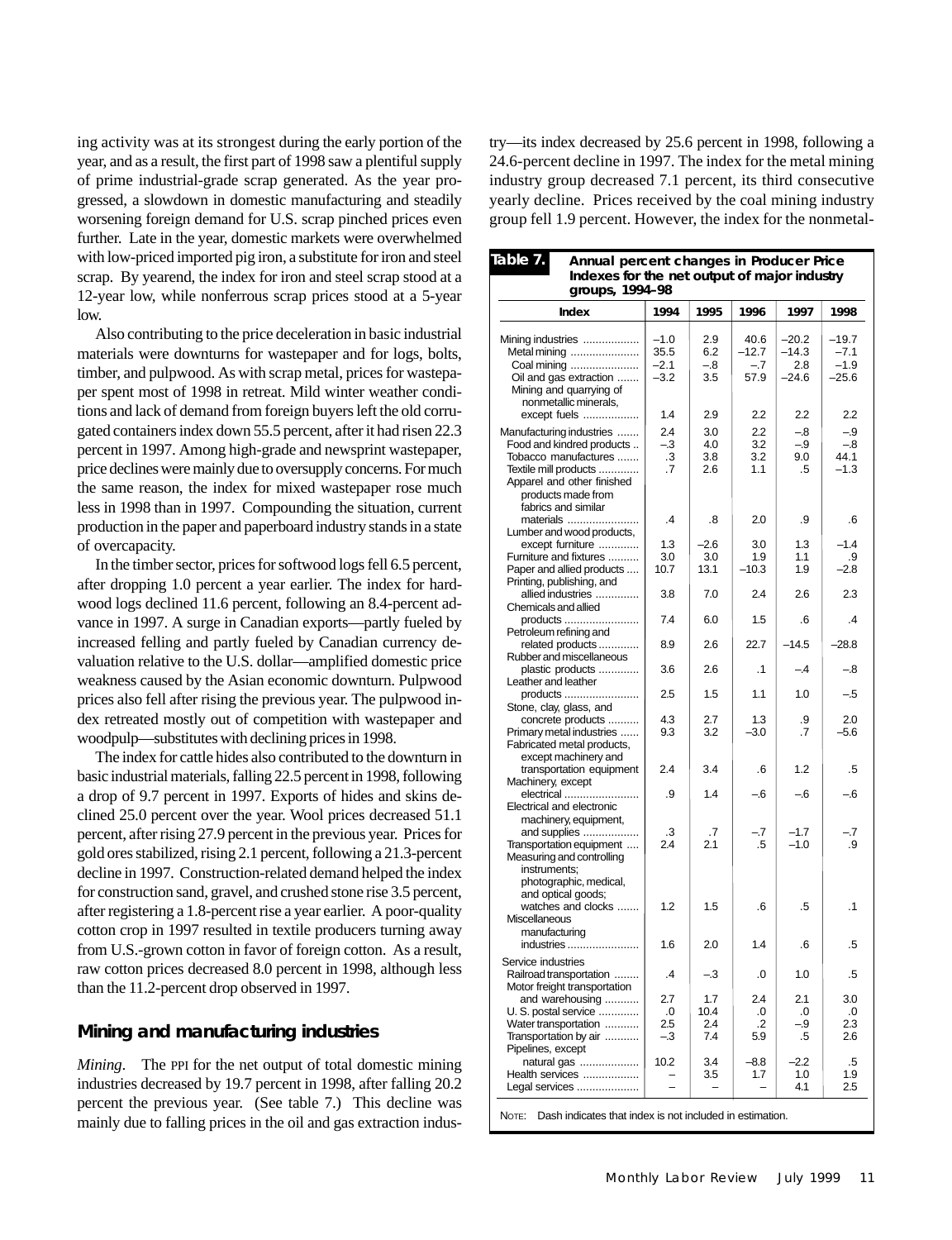ing activity was at its strongest during the early portion of the year, and as a result, the first part of 1998 saw a plentiful supply of prime industrial-grade scrap generated. As the year progressed, a slowdown in domestic manufacturing and steadily worsening foreign demand for U.S. scrap pinched prices even further. Late in the year, domestic markets were overwhelmed with low-priced imported pig iron, a substitute for iron and steel scrap. By yearend, the index for iron and steel scrap stood at a 12-year low, while nonferrous scrap prices stood at a 5-year low.

Also contributing to the price deceleration in basic industrial materials were downturns for wastepaper and for logs, bolts, timber, and pulpwood. As with scrap metal, prices for wastepaper spent most of 1998 in retreat. Mild winter weather conditions and lack of demand from foreign buyers left the old corrugated containers index down 55.5 percent, after it had risen 22.3 percent in 1997. Among high-grade and newsprint wastepaper, price declines were mainly due to oversupply concerns. For much the same reason, the index for mixed wastepaper rose much less in 1998 than in 1997. Compounding the situation, current production in the paper and paperboard industry stands in a state of overcapacity.

In the timber sector, prices for softwood logs fell 6.5 percent, after dropping 1.0 percent a year earlier. The index for hardwood logs declined 11.6 percent, following an 8.4-percent advance in 1997. A surge in Canadian exports—partly fueled by increased felling and partly fueled by Canadian currency devaluation relative to the U.S. dollar—amplified domestic price weakness caused by the Asian economic downturn. Pulpwood prices also fell after rising the previous year. The pulpwood index retreated mostly out of competition with wastepaper and woodpulp—substitutes with declining prices in 1998.

The index for cattle hides also contributed to the downturn in basic industrial materials, falling 22.5 percent in 1998, following a drop of 9.7 percent in 1997. Exports of hides and skins declined 25.0 percent over the year. Wool prices decreased 51.1 percent, after rising 27.9 percent in the previous year. Prices for gold ores stabilized, rising 2.1 percent, following a 21.3-percent decline in 1997. Construction-related demand helped the index for construction sand, gravel, and crushed stone rise 3.5 percent, after registering a 1.8-percent rise a year earlier. A poor-quality cotton crop in 1997 resulted in textile producers turning away from U.S.-grown cotton in favor of foreign cotton. As a result, raw cotton prices decreased 8.0 percent in 1998, although less than the 11.2-percent drop observed in 1997.

## Mining and manufacturing industries

*Mining*. The PPI for the net output of total domestic mining industries decreased by 19.7 percent in 1998, after falling 20.2 percent the previous year. (See table 7.) This decline was mainly due to falling prices in the oil and gas extraction industry—its index decreased by 25.6 percent in 1998, following a 24.6-percent decline in 1997. The index for the metal mining industry group decreased 7.1 percent, its third consecutive yearly decline. Prices received by the coal mining industry group fell 1.9 percent. However, the index for the nonmetal-

**Table 7. Annual percent changes in Producer Price Indexes for the net output of major industry groups, 1994–98**

| Index | 1994 | 1995 | 1996 | 1997 | 1998 |
|---|---|---|---|---|---|
| Mining industries | –1.0 | 2.9 | 40.6 | –20.2 | –19.7 |
| Metal mining | 35.5 | 6.2 | –12.7 | –14.3 | –7.1 |
| Coal mining | –2.1 | –.8 | –.7 | 2.8 | –1.9 |
| Oil and gas extraction | –3.2 | 3.5 | 57.9 | –24.6 | –25.6 |
| Mining and quarrying of nonmetallic minerals, except fuels | 1.4 | 2.9 | 2.2 | 2.2 | 2.2 |
| Manufacturing industries | 2.4 | 3.0 | 2.2 | –.8 | –.9 |
| Food and kindred products | –.3 | 4.0 | 3.2 | –.9 | –.8 |
| Tobacco manufactures | .3 | 3.8 | 3.2 | 9.0 | 44.1 |
| Textile mill products | .7 | 2.6 | 1.1 | .5 | –1.3 |
| Apparel and other finished products made from fabrics and similar materials | .4 | .8 | 2.0 | .9 | .6 |
| Lumber and wood products, except furniture | 1.3 | –2.6 | 3.0 | 1.3 | –1.4 |
| Furniture and fixtures | 3.0 | 3.0 | 1.9 | 1.1 | .9 |
| Paper and allied products | 10.7 | 13.1 | –10.3 | 1.9 | –2.8 |
| Printing, publishing, and allied industries | 3.8 | 7.0 | 2.4 | 2.6 | 2.3 |
| Chemicals and allied products | 7.4 | 6.0 | 1.5 | .6 | .4 |
| Petroleum refining and related products | 8.9 | 2.6 | 22.7 | –14.5 | –28.8 |
| Rubber and miscellaneous plastic products | 3.6 | 2.6 | .1 | –.4 | –.8 |
| Leather and leather products | 2.5 | 1.5 | 1.1 | 1.0 | –.5 |
| Stone, clay, glass, and concrete products | 4.3 | 2.7 | 1.3 | .9 | 2.0 |
| Primary metal industries | 9.3 | 3.2 | –3.0 | .7 | –5.6 |
| Fabricated metal products, except machinery and transportation equipment | 2.4 | 3.4 | .6 | 1.2 | .5 |
| Machinery, except electrical | .9 | 1.4 | –.6 | –.6 | –.6 |
| Electrical and electronic machinery, equipment, and supplies | .3 | .7 | –.7 | –1.7 | –.7 |
| Transportation equipment | 2.4 | 2.1 | .5 | –1.0 | .9 |
| Measuring and controlling instruments; photographic, medical, and optical goods; watches and clocks | 1.2 | 1.5 | .6 | .5 | .1 |
| Miscellaneous manufacturing industries | 1.6 | 2.0 | 1.4 | .6 | .5 |
| Service industries | | | | | |
| Railroad transportation | .4 | –.3 | .0 | 1.0 | .5 |
| Motor freight transportation and warehousing | 2.7 | 1.7 | 2.4 | 2.1 | 3.0 |
| U. S. postal service | .0 | 10.4 | .0 | .0 | .0 |
| Water transportation | 2.5 | 2.4 | .2 | –.9 | 2.3 |
| Transportation by air | –.3 | 7.4 | 5.9 | .5 | 2.6 |
| Pipelines, except natural gas | 10.2 | 3.4 | –8.8 | –2.2 | .5 |
| Health services | – | 3.5 | 1.7 | 1.0 | 1.9 |
| Legal services | – | – | – | 4.1 | 2.5 |

NOTE: Dash indicates that index is not included in estimation.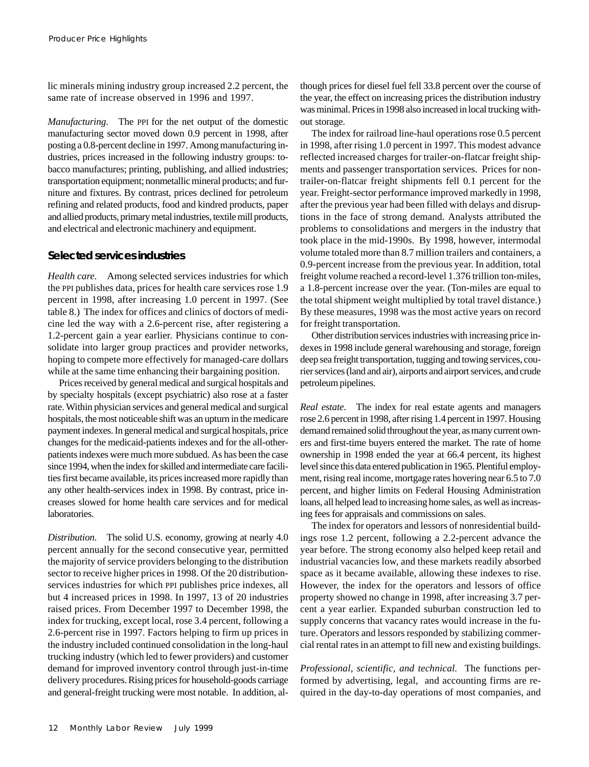lic minerals mining industry group increased 2.2 percent, the same rate of increase observed in 1996 and 1997.

*Manufacturing.* The PPI for the net output of the domestic manufacturing sector moved down 0.9 percent in 1998, after posting a 0.8-percent decline in 1997. Among manufacturing industries, prices increased in the following industry groups: tobacco manufactures; printing, publishing, and allied industries; transportation equipment; nonmetallic mineral products; and furniture and fixtures. By contrast, prices declined for petroleum refining and related products, food and kindred products, paper and allied products, primary metal industries, textile mill products, and electrical and electronic machinery and equipment.

## Selected services industries

*Health care.* Among selected services industries for which the PPI publishes data, prices for health care services rose 1.9 percent in 1998, after increasing 1.0 percent in 1997. (See table 8.) The index for offices and clinics of doctors of medicine led the way with a 2.6-percent rise, after registering a 1.2-percent gain a year earlier. Physicians continue to consolidate into larger group practices and provider networks, hoping to compete more effectively for managed-care dollars while at the same time enhancing their bargaining position.

Prices received by general medical and surgical hospitals and by specialty hospitals (except psychiatric) also rose at a faster rate. Within physician services and general medical and surgical hospitals, the most noticeable shift was an upturn in the medicare payment indexes. In general medical and surgical hospitals, price changes for the medicaid-patients indexes and for the all-other-patients indexes were much more subdued. As has been the case since 1994, when the index for skilled and intermediate care facilities first became available, its prices increased more rapidly than any other health-services index in 1998. By contrast, price increases slowed for home health care services and for medical laboratories.

*Distribution.* The solid U.S. economy, growing at nearly 4.0 percent annually for the second consecutive year, permitted the majority of service providers belonging to the distribution sector to receive higher prices in 1998. Of the 20 distribution-services industries for which PPI publishes price indexes, all but 4 increased prices in 1998. In 1997, 13 of 20 industries raised prices. From December 1997 to December 1998, the index for trucking, except local, rose 3.4 percent, following a 2.6-percent rise in 1997. Factors helping to firm up prices in the industry included continued consolidation in the long-haul trucking industry (which led to fewer providers) and customer demand for improved inventory control through just-in-time delivery procedures. Rising prices for household-goods carriage and general-freight trucking were most notable. In addition, although prices for diesel fuel fell 33.8 percent over the course of the year, the effect on increasing prices the distribution industry was minimal. Prices in 1998 also increased in local trucking without storage.

The index for railroad line-haul operations rose 0.5 percent in 1998, after rising 1.0 percent in 1997. This modest advance reflected increased charges for trailer-on-flatcar freight shipments and passenger transportation services. Prices for non-trailer-on-flatcar freight shipments fell 0.1 percent for the year. Freight-sector performance improved markedly in 1998, after the previous year had been filled with delays and disruptions in the face of strong demand. Analysts attributed the problems to consolidations and mergers in the industry that took place in the mid-1990s. By 1998, however, intermodal volume totaled more than 8.7 million trailers and containers, a 0.9-percent increase from the previous year. In addition, total freight volume reached a record-level 1.376 trillion ton-miles, a 1.8-percent increase over the year. (Ton-miles are equal to the total shipment weight multiplied by total travel distance.) By these measures, 1998 was the most active years on record for freight transportation.

Other distribution services industries with increasing price indexes in 1998 include general warehousing and storage, foreign deep sea freight transportation, tugging and towing services, courier services (land and air), airports and airport services, and crude petroleum pipelines.

*Real estate.* The index for real estate agents and managers rose 2.6 percent in 1998, after rising 1.4 percent in 1997. Housing demand remained solid throughout the year, as many current owners and first-time buyers entered the market. The rate of home ownership in 1998 ended the year at 66.4 percent, its highest level since this data entered publication in 1965. Plentiful employment, rising real income, mortgage rates hovering near 6.5 to 7.0 percent, and higher limits on Federal Housing Administration loans, all helped lead to increasing home sales, as well as increasing fees for appraisals and commissions on sales.

The index for operators and lessors of nonresidential buildings rose 1.2 percent, following a 2.2-percent advance the year before. The strong economy also helped keep retail and industrial vacancies low, and these markets readily absorbed space as it became available, allowing these indexes to rise. However, the index for the operators and lessors of office property showed no change in 1998, after increasing 3.7 percent a year earlier. Expanded suburban construction led to supply concerns that vacancy rates would increase in the future. Operators and lessors responded by stabilizing commercial rental rates in an attempt to fill new and existing buildings.

*Professional, scientific, and technical.* The functions performed by advertising, legal, and accounting firms are required in the day-to-day operations of most companies, and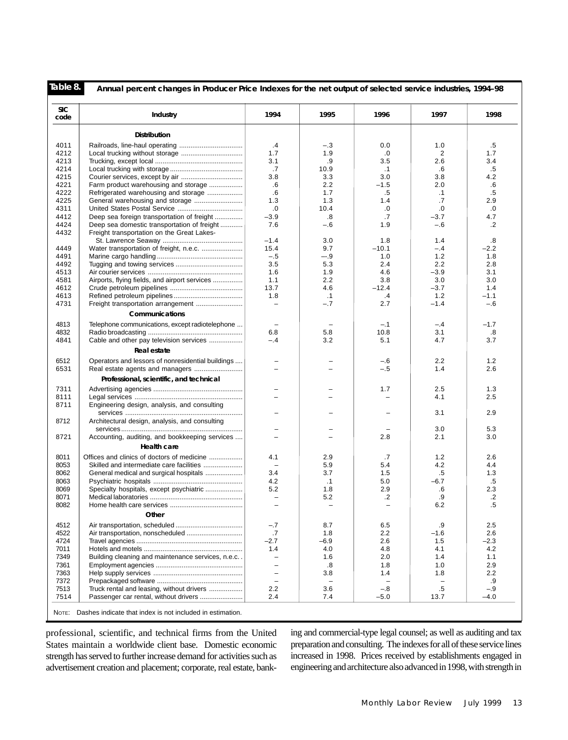**Table 8. Annual percent changes in Producer Price Indexes for the net output of selected service industries, 1994–98**

| SIC code | Industry | 1994 | 1995 | 1996 | 1997 | 1998 |
|---|---|---|---|---|---|---|
| | **Distribution** | | | | | |
| 4011 | Railroads, line-haul operating | .4 | –.3 | 0.0 | 1.0 | .5 |
| 4212 | Local trucking without storage | 1.7 | 1.9 | .0 | 2 | 1.7 |
| 4213 | Trucking, except local | 3.1 | .9 | 3.5 | 2.6 | 3.4 |
| 4214 | Local trucking with storage | .7 | 10.9 | .1 | .6 | .5 |
| 4215 | Courier services, except by air | 3.8 | 3.3 | 3.0 | 3.8 | 4.2 |
| 4221 | Farm product warehousing and storage | .6 | 2.2 | –1.5 | 2.0 | .6 |
| 4222 | Refrigerated warehousing and storage | .6 | 1.7 | .5 | .1 | .5 |
| 4225 | General warehousing and storage | 1.3 | 1.3 | 1.4 | .7 | 2.9 |
| 4311 | United States Postal Service | .0 | 10.4 | .0 | .0 | .0 |
| 4412 | Deep sea foreign transportation of freight | –3.9 | .8 | .7 | –3.7 | 4.7 |
| 4424 | Deep sea domestic transportation of freight | 7.6 | –.6 | 1.9 | –.6 | .2 |
| 4432 | Freight transportation on the Great Lakes-St. Lawrence Seaway | –1.4 | 3.0 | 1.8 | 1.4 | .8 |
| 4449 | Water transportation of freight, n.e.c. | 15.4 | 9.7 | –10.1 | –.4 | –2.2 |
| 4491 | Marine cargo handling | –.5 | –.9 | 1.0 | 1.2 | 1.8 |
| 4492 | Tugging and towing services | 3.5 | 5.3 | 2.4 | 2.2 | 2.8 |
| 4513 | Air courier services | 1.6 | 1.9 | 4.6 | –3.9 | 3.1 |
| 4581 | Airports, flying fields, and airport services | 1.1 | 2.2 | 3.8 | 3.0 | 3.0 |
| 4612 | Crude petroleum pipelines | 13.7 | 4.6 | –12.4 | –3.7 | 1.4 |
| 4613 | Refined petroleum pipelines | 1.8 | .1 | .4 | 1.2 | –1.1 |
| 4731 | Freight transportation arrangement | – | –.7 | 2.7 | –1.4 | –.6 |
| | **Communications** | | | | | |
| 4813 | Telephone communications, except radiotelephone | – | – | –.1 | –.4 | –1.7 |
| 4832 | Radio broadcasting | 6.8 | 5.8 | 10.8 | 3.1 | .8 |
| 4841 | Cable and other pay television services | –.4 | 3.2 | 5.1 | 4.7 | 3.7 |
| | **Real estate** | | | | | |
| 6512 | Operators and lessors of nonresidential buildings | – | – | –.6 | 2.2 | 1.2 |
| 6531 | Real estate agents and managers | – | – | –.5 | 1.4 | 2.6 |
| | **Professional, scientific, and technical** | | | | | |
| 7311 | Advertising agencies | – | – | 1.7 | 2.5 | 1.3 |
| 8111 | Legal services | – | – | – | 4.1 | 2.5 |
| 8711 | Engineering design, analysis, and consulting services | – | – | – | 3.1 | 2.9 |
| 8712 | Architectural design, analysis, and consulting services | – | – | – | 3.0 | 5.3 |
| 8721 | Accounting, auditing, and bookkeeping services | – | – | 2.8 | 2.1 | 3.0 |
| | **Health care** | | | | | |
| 8011 | Offices and clinics of doctors of medicine | 4.1 | 2.9 | .7 | 1.2 | 2.6 |
| 8053 | Skilled and intermediate care facilities | – | 5.9 | 5.4 | 4.2 | 4.4 |
| 8062 | General medical and surgical hospitals | 3.4 | 3.7 | 1.5 | .5 | 1.3 |
| 8063 | Psychiatric hospitals | 4.2 | .1 | 5.0 | –6.7 | .5 |
| 8069 | Specialty hospitals, except psychiatric | 5.2 | 1.8 | 2.9 | .6 | 2.3 |
| 8071 | Medical laboratories | – | 5.2 | .2 | .9 | .2 |
| 8082 | Home health care services | – | – | – | 6.2 | .5 |
| | **Other** | | | | | |
| 4512 | Air transportation, scheduled | –.7 | 8.7 | 6.5 | .9 | 2.5 |
| 4522 | Air transportation, nonscheduled | .7 | 1.8 | 2.2 | –1.6 | 2.6 |
| 4724 | Travel agencies | –2.7 | –6.9 | 2.6 | 1.5 | –2.3 |
| 7011 | Hotels and motels | 1.4 | 4.0 | 4.8 | 4.1 | 4.2 |
| 7349 | Building cleaning and maintenance services, n.e.c. | – | 1.6 | 2.0 | 1.4 | 1.1 |
| 7361 | Employment agencies | – | .8 | 1.8 | 1.0 | 2.9 |
| 7363 | Help supply services | – | 3.8 | 1.4 | 1.8 | 2.2 |
| 7372 | Prepackaged software | – | – | – | – | .9 |
| 7513 | Truck rental and leasing, without drivers | 2.2 | 3.6 | –.8 | .5 | –.9 |
| 7514 | Passenger car rental, without drivers | 2.4 | 7.4 | –5.0 | 13.7 | –4.0 |

NOTE: Dashes indicate that index is not included in estimation.

professional, scientific, and technical firms from the United States maintain a worldwide client base. Domestic economic strength has served to further increase demand for activities such as advertisement creation and placement; corporate, real estate, banking and commercial-type legal counsel; as well as auditing and tax preparation and consulting. The indexes for all of these service lines increased in 1998. Prices received by establishments engaged in engineering and architecture also advanced in 1998, with strength in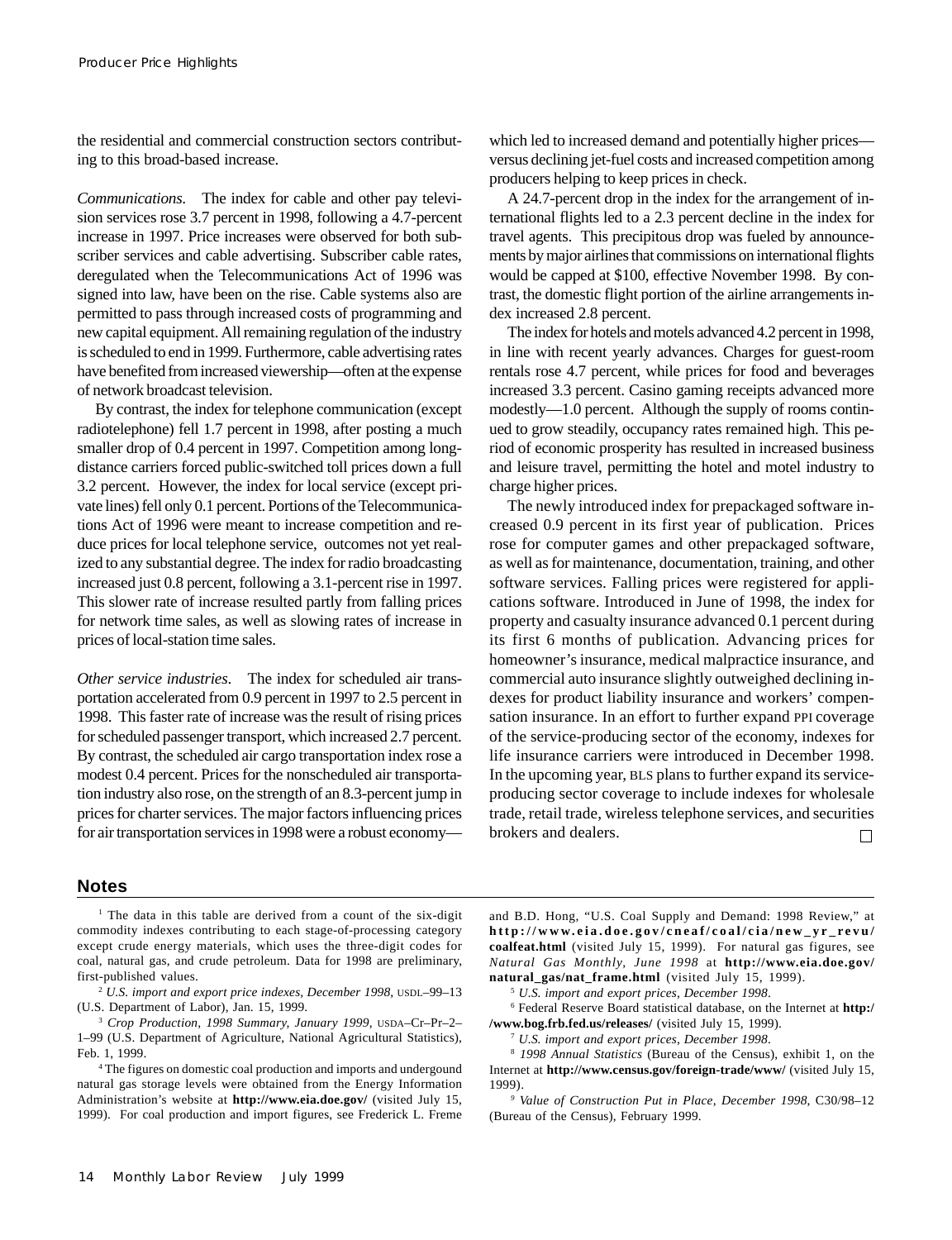the residential and commercial construction sectors contributing to this broad-based increase.

*Communications.* The index for cable and other pay television services rose 3.7 percent in 1998, following a 4.7-percent increase in 1997. Price increases were observed for both subscriber services and cable advertising. Subscriber cable rates, deregulated when the Telecommunications Act of 1996 was signed into law, have been on the rise. Cable systems also are permitted to pass through increased costs of programming and new capital equipment. All remaining regulation of the industry is scheduled to end in 1999. Furthermore, cable advertising rates have benefited from increased viewership—often at the expense of network broadcast television.

By contrast, the index for telephone communication (except radiotelephone) fell 1.7 percent in 1998, after posting a much smaller drop of 0.4 percent in 1997. Competition among long-distance carriers forced public-switched toll prices down a full 3.2 percent. However, the index for local service (except private lines) fell only 0.1 percent. Portions of the Telecommunications Act of 1996 were meant to increase competition and reduce prices for local telephone service, outcomes not yet realized to any substantial degree. The index for radio broadcasting increased just 0.8 percent, following a 3.1-percent rise in 1997. This slower rate of increase resulted partly from falling prices for network time sales, as well as slowing rates of increase in prices of local-station time sales.

*Other service industries*. The index for scheduled air transportation accelerated from 0.9 percent in 1997 to 2.5 percent in 1998. This faster rate of increase was the result of rising prices for scheduled passenger transport, which increased 2.7 percent. By contrast, the scheduled air cargo transportation index rose a modest 0.4 percent. Prices for the nonscheduled air transportation industry also rose, on the strength of an 8.3-percent jump in prices for charter services. The major factors influencing prices for air transportation services in 1998 were a robust economy—which led to increased demand and potentially higher prices—versus declining jet-fuel costs and increased competition among producers helping to keep prices in check.

A 24.7-percent drop in the index for the arrangement of international flights led to a 2.3 percent decline in the index for travel agents. This precipitous drop was fueled by announcements by major airlines that commissions on international flights would be capped at $100, effective November 1998. By contrast, the domestic flight portion of the airline arrangements index increased 2.8 percent.

The index for hotels and motels advanced 4.2 percent in 1998, in line with recent yearly advances. Charges for guest-room rentals rose 4.7 percent, while prices for food and beverages increased 3.3 percent. Casino gaming receipts advanced more modestly—1.0 percent. Although the supply of rooms continued to grow steadily, occupancy rates remained high. This period of economic prosperity has resulted in increased business and leisure travel, permitting the hotel and motel industry to charge higher prices.

The newly introduced index for prepackaged software increased 0.9 percent in its first year of publication. Prices rose for computer games and other prepackaged software, as well as for maintenance, documentation, training, and other software services. Falling prices were registered for applications software. Introduced in June of 1998, the index for property and casualty insurance advanced 0.1 percent during its first 6 months of publication. Advancing prices for homeowner's insurance, medical malpractice insurance, and commercial auto insurance slightly outweighed declining indexes for product liability insurance and workers' compensation insurance. In an effort to further expand PPI coverage of the service-producing sector of the economy, indexes for life insurance carriers were introduced in December 1998. In the upcoming year, BLS plans to further expand its service-producing sector coverage to include indexes for wholesale trade, retail trade, wireless telephone services, and securities brokers and dealers. □

## Notes

[1] The data in this table are derived from a count of the six-digit commodity indexes contributing to each stage-of-processing category except crude energy materials, which uses the three-digit codes for coal, natural gas, and crude petroleum. Data for 1998 are preliminary, first-published values.

[2] *U.S. import and export price indexes, December 1998*, USDL–99–13 (U.S. Department of Labor), Jan. 15, 1999.

[3] *Crop Production, 1998 Summary, January 1999*, USDA–Cr–Pr–2–1–99 (U.S. Department of Agriculture, National Agricultural Statistics), Feb. 1, 1999.

[4] The figures on domestic coal production and imports and undergound natural gas storage levels were obtained from the Energy Information Administration's website at **http://www.eia.doe.gov/** (visited July 15, 1999). For coal production and import figures, see Frederick L. Freme and B.D. Hong, "U.S. Coal Supply and Demand: 1998 Review," at **http://www.eia.doe.gov/cneaf/coal/cia/new_yr_revu/coalfeat.html** (visited July 15, 1999). For natural gas figures, see *Natural Gas Monthly, June 1998* at **http://www.eia.doe.gov/natural_gas/nat_frame.html** (visited July 15, 1999).

[5] *U.S. import and export prices, December 1998*.

[6] Federal Reserve Board statistical database, on the Internet at **http://www.bog.frb.fed.us/releases/** (visited July 15, 1999).

[7] *U.S. import and export prices, December 1998*.

[8] *1998 Annual Statistics* (Bureau of the Census), exhibit 1, on the Internet at **http://www.census.gov/foreign-trade/www/** (visited July 15, 1999).

[9] *Value of Construction Put in Place, December 1998*, C30/98–12 (Bureau of the Census), February 1999.